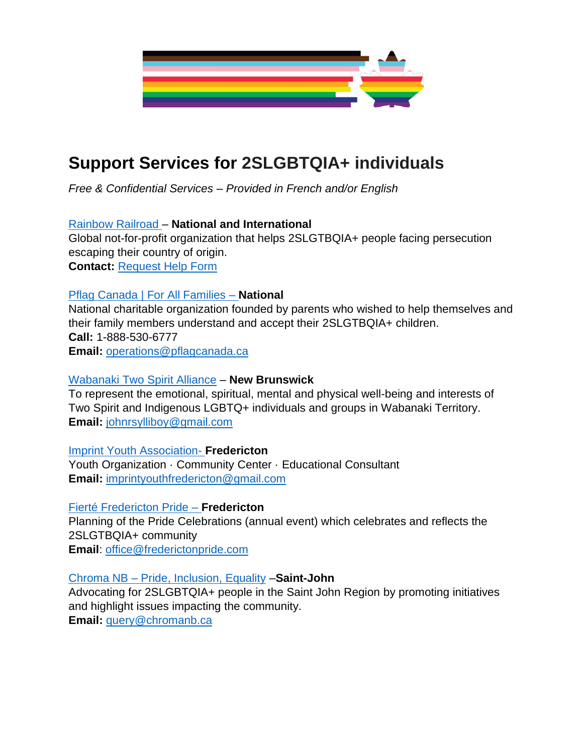# Support Services for 2SLGBTQIA+ individuals

*Free & Confidential Services – Provided in French and/or English*

Rainbow Railroad – **National and International**
Global not-for-profit organization that helps 2SLGTBQIA+ people facing persecution escaping their country of origin.
**Contact:** Request Help Form

Pflag Canada | For All Families – **National**
National charitable organization founded by parents who wished to help themselves and their family members understand and accept their 2SLGTBQIA+ children.
**Call:** 1-888-530-6777
**Email:** operations@pflagcanada.ca

Wabanaki Two Spirit Alliance – **New Brunswick**
To represent the emotional, spiritual, mental and physical well-being and interests of Two Spirit and Indigenous LGBTQ+ individuals and groups in Wabanaki Territory.
**Email:** johnrsylliboy@gmail.com

Imprint Youth Association- **Fredericton**
Youth Organization · Community Center · Educational Consultant
**Email:** imprintyouthfredericton@gmail.com

Fierté Fredericton Pride – **Fredericton**
Planning of the Pride Celebrations (annual event) which celebrates and reflects the 2SLGTBQIA+ community
**Email**: office@frederictonpride.com

Chroma NB – Pride, Inclusion, Equality –**Saint-John**
Advocating for 2SLGBTQIA+ people in the Saint John Region by promoting initiatives and highlight issues impacting the community.
**Email:** query@chromanb.ca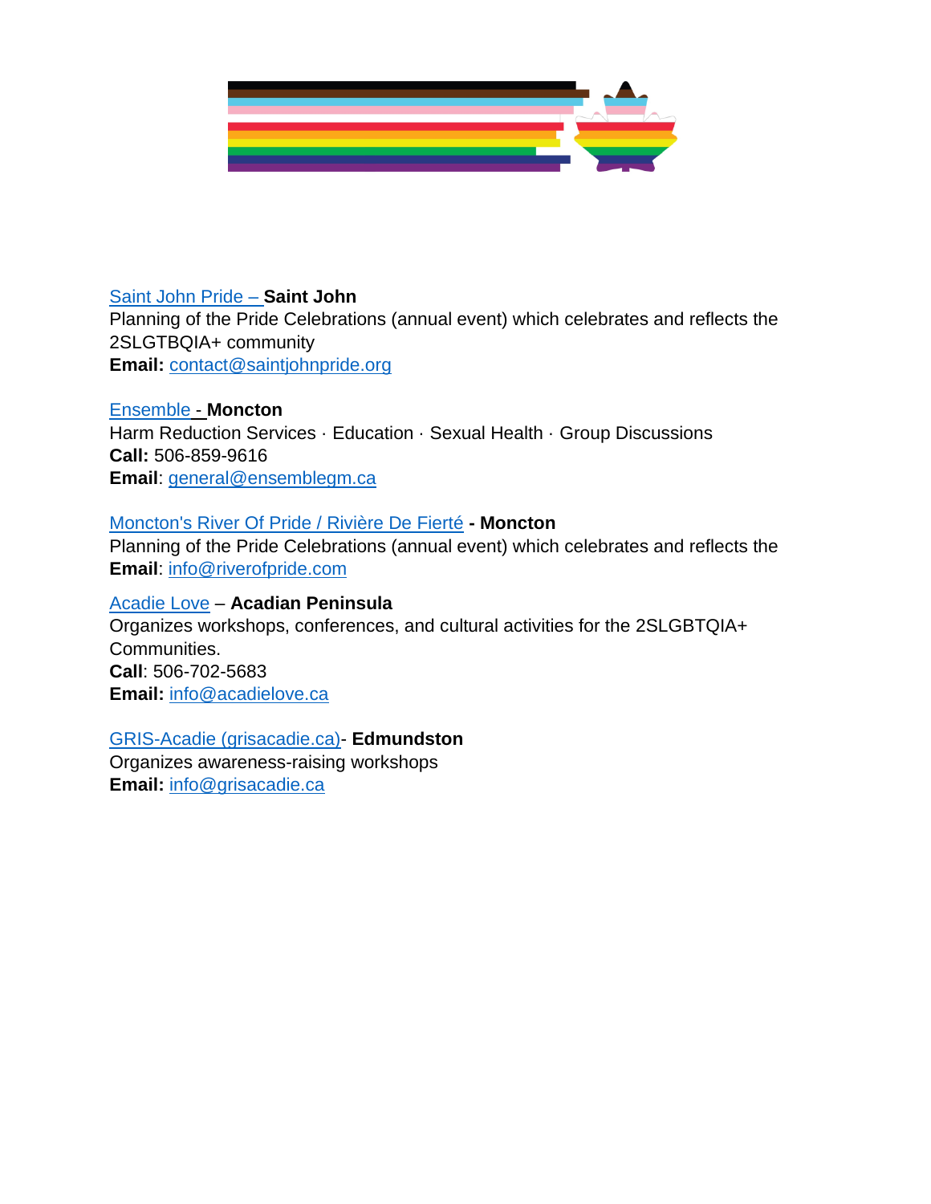Saint John Pride – **Saint John**
Planning of the Pride Celebrations (annual event) which celebrates and reflects the 2SLGTBQIA+ community
**Email:** contact@saintjohnpride.org

Ensemble - **Moncton**
Harm Reduction Services · Education · Sexual Health · Group Discussions
**Call:** 506-859-9616
**Email**: general@ensemblegm.ca

Moncton's River Of Pride / Rivière De Fierté **- Moncton**
Planning of the Pride Celebrations (annual event) which celebrates and reflects the
**Email**: info@riverofpride.com

Acadie Love – **Acadian Peninsula**
Organizes workshops, conferences, and cultural activities for the 2SLGBTQIA+ Communities.
**Call**: 506-702-5683
**Email:** info@acadielove.ca

GRIS-Acadie (grisacadie.ca)- **Edmundston**
Organizes awareness-raising workshops
**Email:** info@grisacadie.ca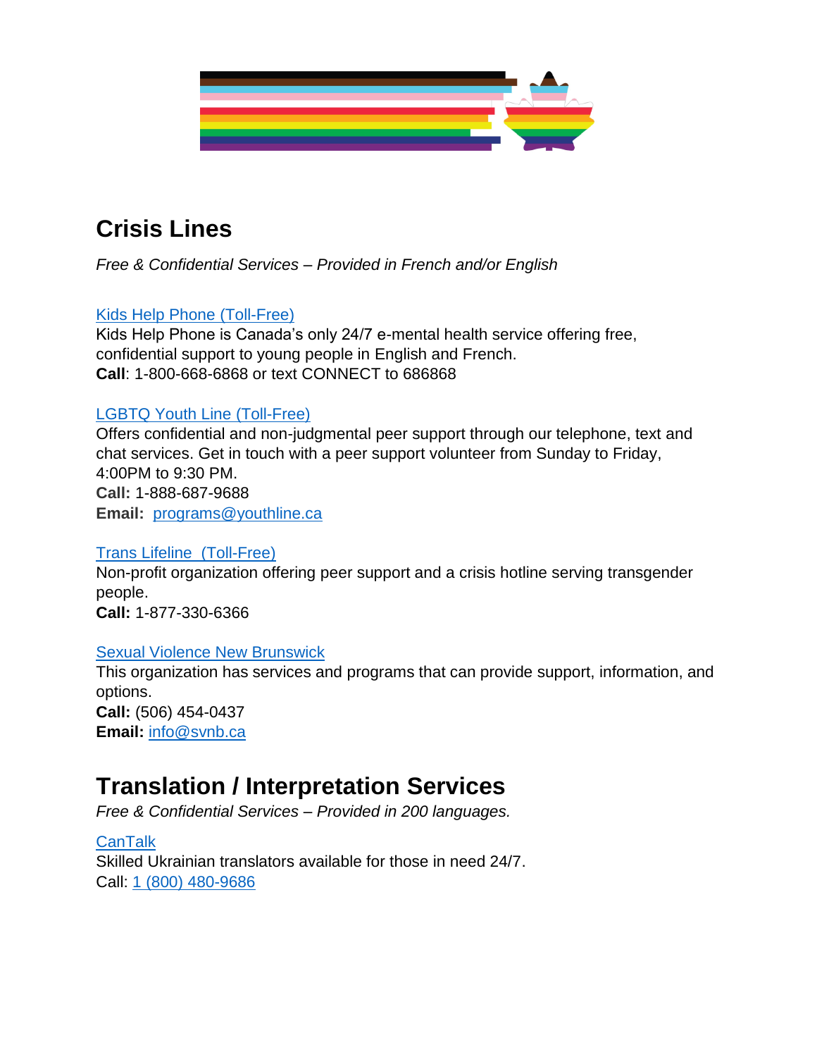## Crisis Lines

*Free & Confidential Services – Provided in French and/or English*

Kids Help Phone (Toll-Free)
Kids Help Phone is Canada's only 24/7 e-mental health service offering free, confidential support to young people in English and French.
**Call**: 1-800-668-6868 or text CONNECT to 686868

LGBTQ Youth Line (Toll-Free)
Offers confidential and non-judgmental peer support through our telephone, text and chat services. Get in touch with a peer support volunteer from Sunday to Friday, 4:00PM to 9:30 PM.
**Call:** 1-888-687-9688
**Email:** programs@youthline.ca

Trans Lifeline (Toll-Free)
Non-profit organization offering peer support and a crisis hotline serving transgender people.
**Call:** 1-877-330-6366

Sexual Violence New Brunswick
This organization has services and programs that can provide support, information, and options.
**Call:** (506) 454-0437
**Email:** info@svnb.ca

## Translation / Interpretation Services

*Free & Confidential Services – Provided in 200 languages.*

CanTalk
Skilled Ukrainian translators available for those in need 24/7.
Call: 1 (800) 480-9686